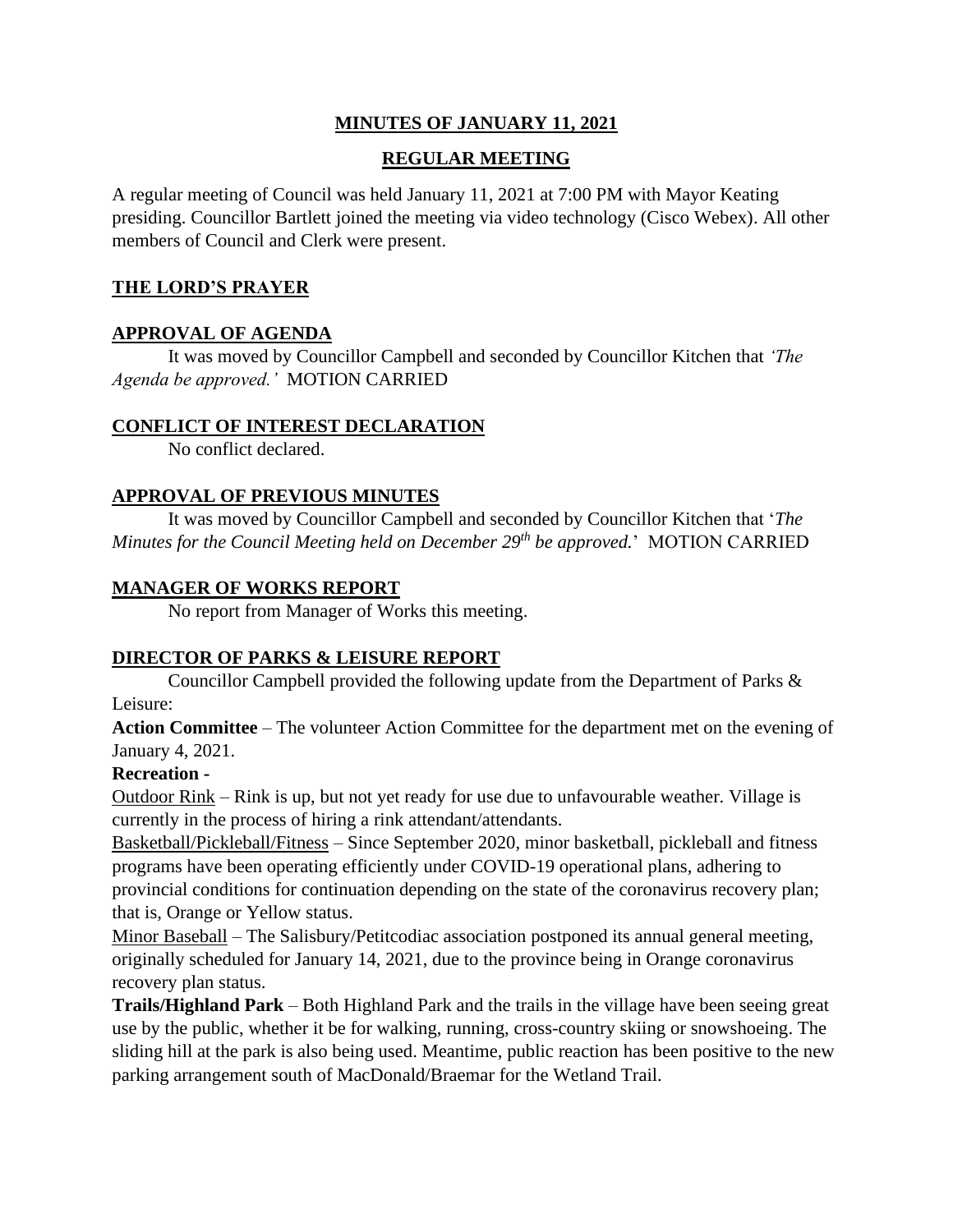# MINUTES OF JANUARY 11, 2021

## REGULAR MEETING

A regular meeting of Council was held January 11, 2021 at 7:00 PM with Mayor Keating presiding. Councillor Bartlett joined the meeting via video technology (Cisco Webex). All other members of Council and Clerk were present.

### THE LORD'S PRAYER

### APPROVAL OF AGENDA

It was moved by Councillor Campbell and seconded by Councillor Kitchen that *'The Agenda be approved.'* MOTION CARRIED

### CONFLICT OF INTEREST DECLARATION

No conflict declared.

### APPROVAL OF PREVIOUS MINUTES

It was moved by Councillor Campbell and seconded by Councillor Kitchen that '*The Minutes for the Council Meeting held on December 29th be approved.*' MOTION CARRIED

### MANAGER OF WORKS REPORT

No report from Manager of Works this meeting.

### DIRECTOR OF PARKS & LEISURE REPORT

Councillor Campbell provided the following update from the Department of Parks & Leisure:

**Action Committee** – The volunteer Action Committee for the department met on the evening of January 4, 2021.

**Recreation -**

Outdoor Rink – Rink is up, but not yet ready for use due to unfavourable weather. Village is currently in the process of hiring a rink attendant/attendants.

Basketball/Pickleball/Fitness – Since September 2020, minor basketball, pickleball and fitness programs have been operating efficiently under COVID-19 operational plans, adhering to provincial conditions for continuation depending on the state of the coronavirus recovery plan; that is, Orange or Yellow status.

Minor Baseball – The Salisbury/Petitcodiac association postponed its annual general meeting, originally scheduled for January 14, 2021, due to the province being in Orange coronavirus recovery plan status.

**Trails/Highland Park** – Both Highland Park and the trails in the village have been seeing great use by the public, whether it be for walking, running, cross-country skiing or snowshoeing. The sliding hill at the park is also being used. Meantime, public reaction has been positive to the new parking arrangement south of MacDonald/Braemar for the Wetland Trail.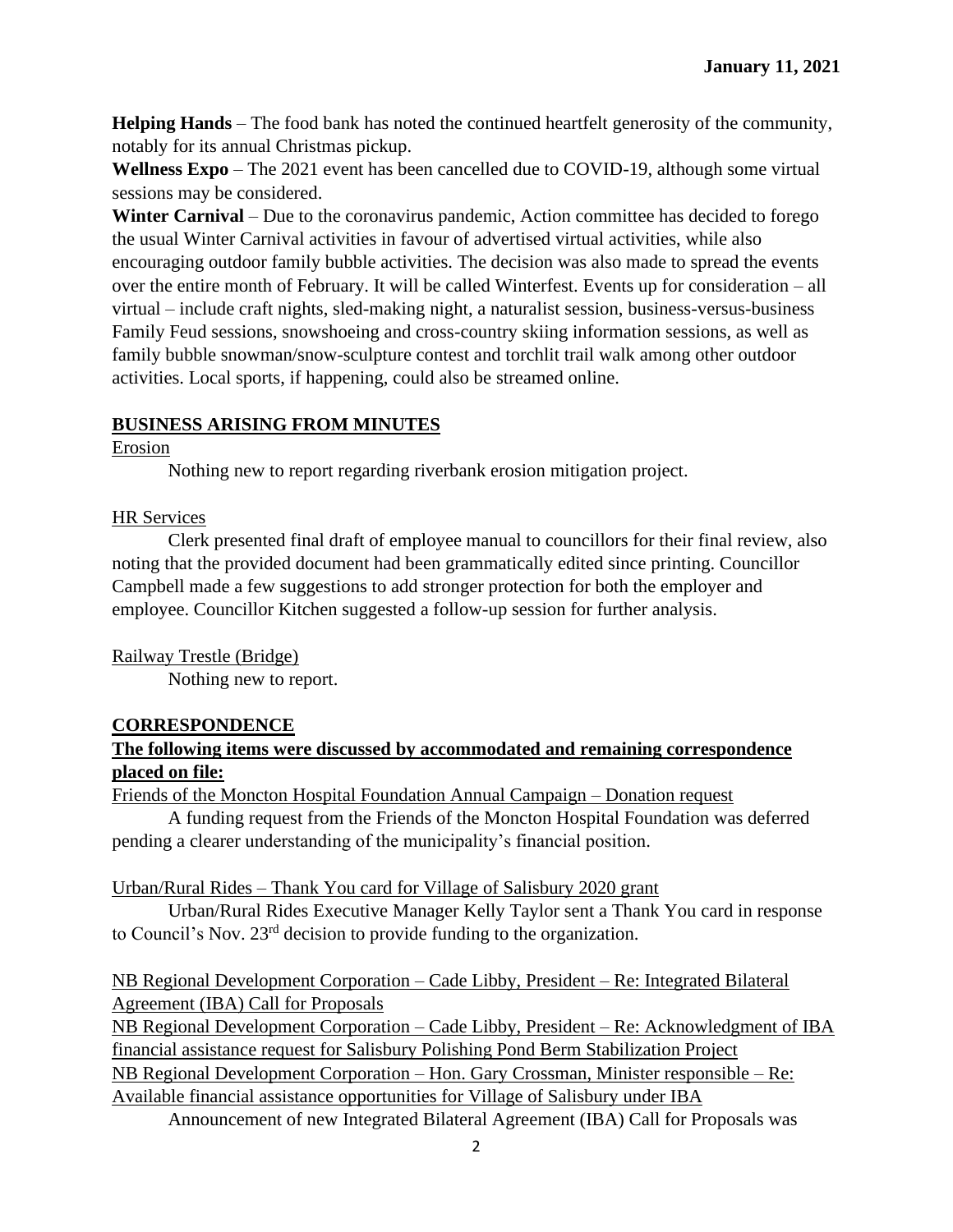**January 11, 2021**

**Helping Hands** – The food bank has noted the continued heartfelt generosity of the community, notably for its annual Christmas pickup.

**Wellness Expo** – The 2021 event has been cancelled due to COVID-19, although some virtual sessions may be considered.

**Winter Carnival** – Due to the coronavirus pandemic, Action committee has decided to forego the usual Winter Carnival activities in favour of advertised virtual activities, while also encouraging outdoor family bubble activities. The decision was also made to spread the events over the entire month of February. It will be called Winterfest. Events up for consideration – all virtual – include craft nights, sled-making night, a naturalist session, business-versus-business Family Feud sessions, snowshoeing and cross-country skiing information sessions, as well as family bubble snowman/snow-sculpture contest and torchlit trail walk among other outdoor activities. Local sports, if happening, could also be streamed online.

## BUSINESS ARISING FROM MINUTES

Erosion

Nothing new to report regarding riverbank erosion mitigation project.

HR Services

Clerk presented final draft of employee manual to councillors for their final review, also noting that the provided document had been grammatically edited since printing. Councillor Campbell made a few suggestions to add stronger protection for both the employer and employee. Councillor Kitchen suggested a follow-up session for further analysis.

Railway Trestle (Bridge)

Nothing new to report.

## CORRESPONDENCE

**The following items were discussed by accommodated and remaining correspondence placed on file:**

Friends of the Moncton Hospital Foundation Annual Campaign – Donation request

A funding request from the Friends of the Moncton Hospital Foundation was deferred pending a clearer understanding of the municipality's financial position.

Urban/Rural Rides – Thank You card for Village of Salisbury 2020 grant

Urban/Rural Rides Executive Manager Kelly Taylor sent a Thank You card in response to Council's Nov. 23rd decision to provide funding to the organization.

NB Regional Development Corporation – Cade Libby, President – Re: Integrated Bilateral Agreement (IBA) Call for Proposals

NB Regional Development Corporation – Cade Libby, President – Re: Acknowledgment of IBA financial assistance request for Salisbury Polishing Pond Berm Stabilization Project

NB Regional Development Corporation – Hon. Gary Crossman, Minister responsible – Re: Available financial assistance opportunities for Village of Salisbury under IBA

Announcement of new Integrated Bilateral Agreement (IBA) Call for Proposals was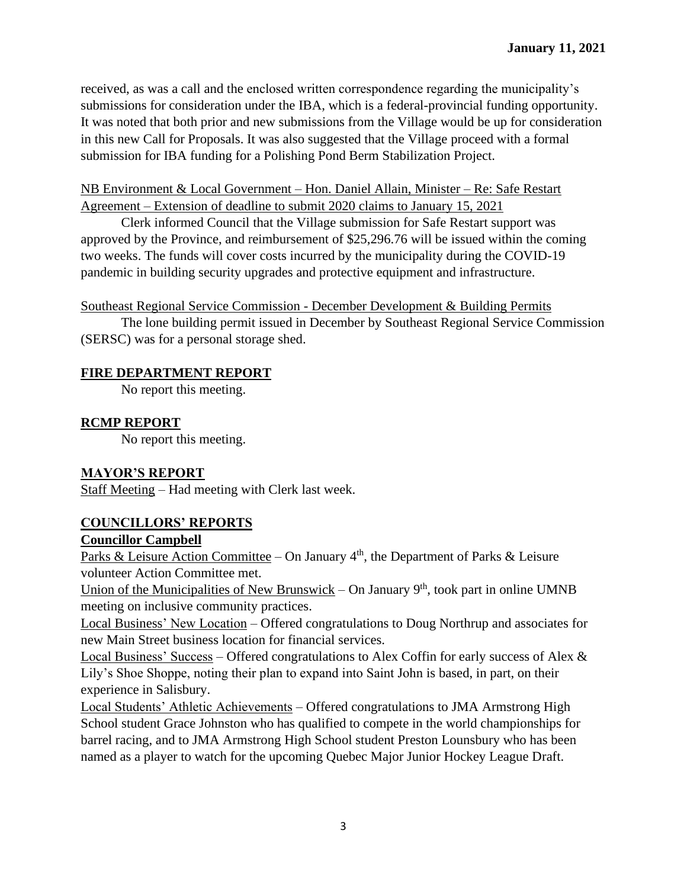received, as was a call and the enclosed written correspondence regarding the municipality's submissions for consideration under the IBA, which is a federal-provincial funding opportunity. It was noted that both prior and new submissions from the Village would be up for consideration in this new Call for Proposals. It was also suggested that the Village proceed with a formal submission for IBA funding for a Polishing Pond Berm Stabilization Project.

<u>NB Environment & Local Government – Hon. Daniel Allain, Minister – Re: Safe Restart Agreement – Extension of deadline to submit 2020 claims to January 15, 2021</u>

Clerk informed Council that the Village submission for Safe Restart support was approved by the Province, and reimbursement of $25,296.76 will be issued within the coming two weeks. The funds will cover costs incurred by the municipality during the COVID-19 pandemic in building security upgrades and protective equipment and infrastructure.

<u>Southeast Regional Service Commission - December Development & Building Permits</u>

The lone building permit issued in December by Southeast Regional Service Commission (SERSC) was for a personal storage shed.

## FIRE DEPARTMENT REPORT

No report this meeting.

## RCMP REPORT

No report this meeting.

## MAYOR'S REPORT

<u>Staff Meeting</u> – Had meeting with Clerk last week.

## COUNCILLORS' REPORTS

### Councillor Campbell

<u>Parks & Leisure Action Committee</u> – On January 4th, the Department of Parks & Leisure volunteer Action Committee met.

<u>Union of the Municipalities of New Brunswick</u> – On January 9th, took part in online UMNB meeting on inclusive community practices.

<u>Local Business' New Location</u> – Offered congratulations to Doug Northrup and associates for new Main Street business location for financial services.

<u>Local Business' Success</u> – Offered congratulations to Alex Coffin for early success of Alex & Lily's Shoe Shoppe, noting their plan to expand into Saint John is based, in part, on their experience in Salisbury.

<u>Local Students' Athletic Achievements</u> – Offered congratulations to JMA Armstrong High School student Grace Johnston who has qualified to compete in the world championships for barrel racing, and to JMA Armstrong High School student Preston Lounsbury who has been named as a player to watch for the upcoming Quebec Major Junior Hockey League Draft.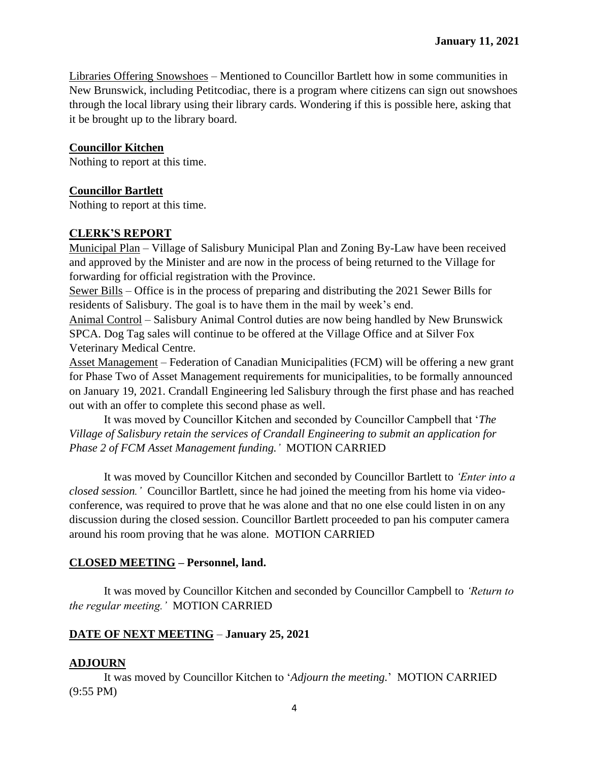Libraries Offering Snowshoes – Mentioned to Councillor Bartlett how in some communities in New Brunswick, including Petitcodiac, there is a program where citizens can sign out snowshoes through the local library using their library cards. Wondering if this is possible here, asking that it be brought up to the library board.

**Councillor Kitchen**

Nothing to report at this time.

**Councillor Bartlett**

Nothing to report at this time.

## CLERK'S REPORT

Municipal Plan – Village of Salisbury Municipal Plan and Zoning By-Law have been received and approved by the Minister and are now in the process of being returned to the Village for forwarding for official registration with the Province.

Sewer Bills – Office is in the process of preparing and distributing the 2021 Sewer Bills for residents of Salisbury. The goal is to have them in the mail by week's end.

Animal Control – Salisbury Animal Control duties are now being handled by New Brunswick SPCA. Dog Tag sales will continue to be offered at the Village Office and at Silver Fox Veterinary Medical Centre.

Asset Management – Federation of Canadian Municipalities (FCM) will be offering a new grant for Phase Two of Asset Management requirements for municipalities, to be formally announced on January 19, 2021. Crandall Engineering led Salisbury through the first phase and has reached out with an offer to complete this second phase as well.

It was moved by Councillor Kitchen and seconded by Councillor Campbell that '*The Village of Salisbury retain the services of Crandall Engineering to submit an application for Phase 2 of FCM Asset Management funding.*' MOTION CARRIED

It was moved by Councillor Kitchen and seconded by Councillor Bartlett to *'Enter into a closed session.'* Councillor Bartlett, since he had joined the meeting from his home via video-conference, was required to prove that he was alone and that no one else could listen in on any discussion during the closed session. Councillor Bartlett proceeded to pan his computer camera around his room proving that he was alone. MOTION CARRIED

## CLOSED MEETING – Personnel, land.

It was moved by Councillor Kitchen and seconded by Councillor Campbell to *'Return to the regular meeting.'* MOTION CARRIED

## DATE OF NEXT MEETING – January 25, 2021

## ADJOURN

It was moved by Councillor Kitchen to '*Adjourn the meeting.*' MOTION CARRIED (9:55 PM)